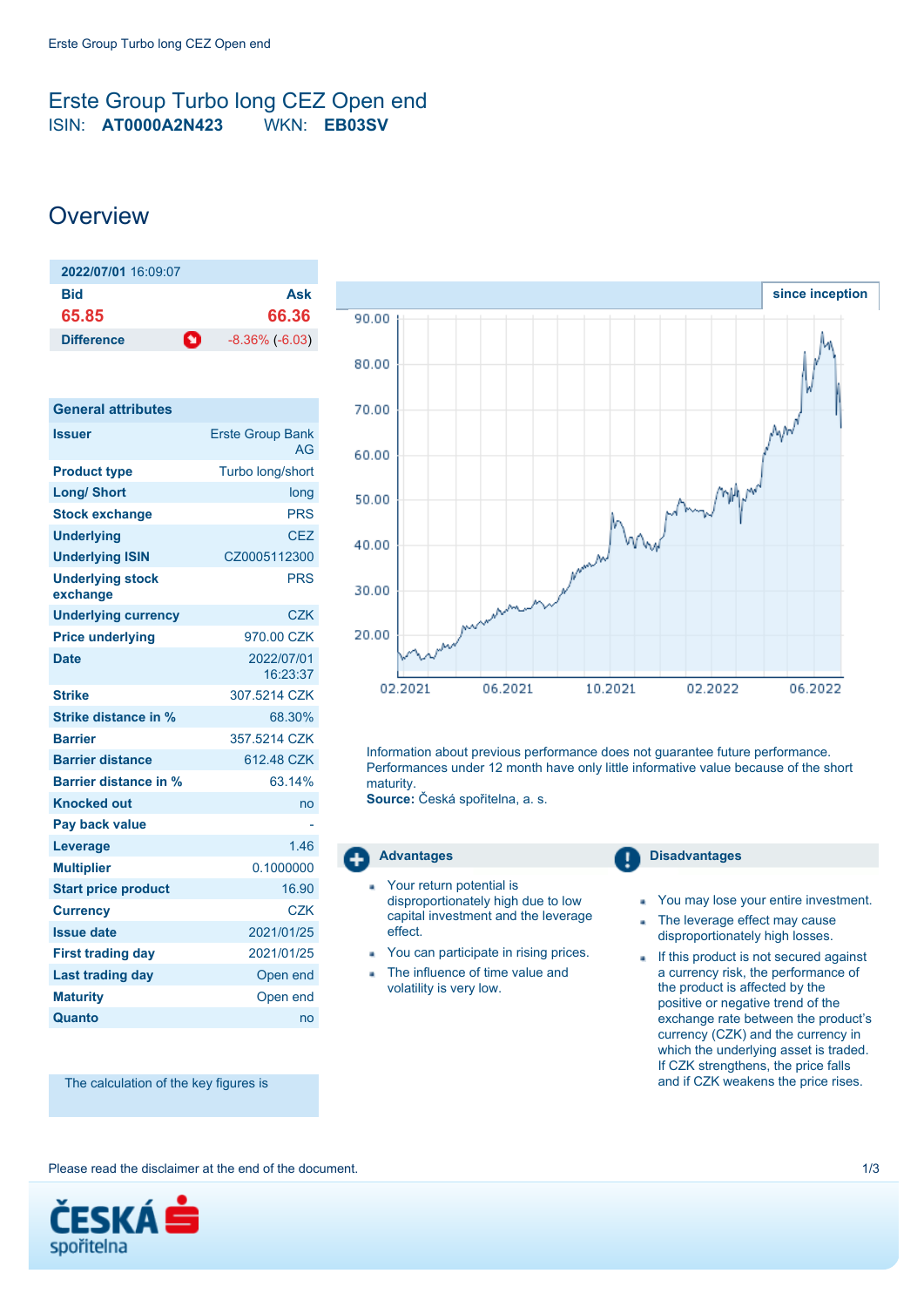# Erste Group Turbo long CEZ Open end

ISIN: **AT0000A2N423** WKN: **EB03SV**

## Overview

| **2022/07/01** 16:09:07 | |
|---|---|
| **Bid** | **Ask** |
| **65.85** | **66.36** |
| **Difference** | -8.36% (-6.03) |

| General attributes | |
|---|---|
| **Issuer** | Erste Group Bank AG |
| **Product type** | Turbo long/short |
| **Long/ Short** | long |
| **Stock exchange** | PRS |
| **Underlying** | CEZ |
| **Underlying ISIN** | CZ0005112300 |
| **Underlying stock exchange** | PRS |
| **Underlying currency** | CZK |
| **Price underlying** | 970.00 CZK |
| **Date** | 2022/07/01 16:23:37 |
| **Strike** | 307.5214 CZK |
| **Strike distance in %** | 68.30% |
| **Barrier** | 357.5214 CZK |
| **Barrier distance** | 612.48 CZK |
| **Barrier distance in %** | 63.14% |
| **Knocked out** | no |
| **Pay back value** | - |
| **Leverage** | 1.46 |
| **Multiplier** | 0.1000000 |
| **Start price product** | 16.90 |
| **Currency** | CZK |
| **Issue date** | 2021/01/25 |
| **First trading day** | 2021/01/25 |
| **Last trading day** | Open end |
| **Maturity** | Open end |
| **Quanto** | no |

The calculation of the key figures is

since inception

Information about previous performance does not guarantee future performance. Performances under 12 month have only little informative value because of the short maturity.
**Source:** Česká spořitelna, a. s.

### Advantages

- Your return potential is disproportionately high due to low capital investment and the leverage effect.
- You can participate in rising prices.
- The influence of time value and volatility is very low.

### Disadvantages

- You may lose your entire investment.
- The leverage effect may cause disproportionately high losses.
- If this product is not secured against a currency risk, the performance of the product is affected by the positive or negative trend of the exchange rate between the product's currency (CZK) and the currency in which the underlying asset is traded. If CZK strengthens, the price falls and if CZK weakens the price rises.

Please read the disclaimer at the end of the document.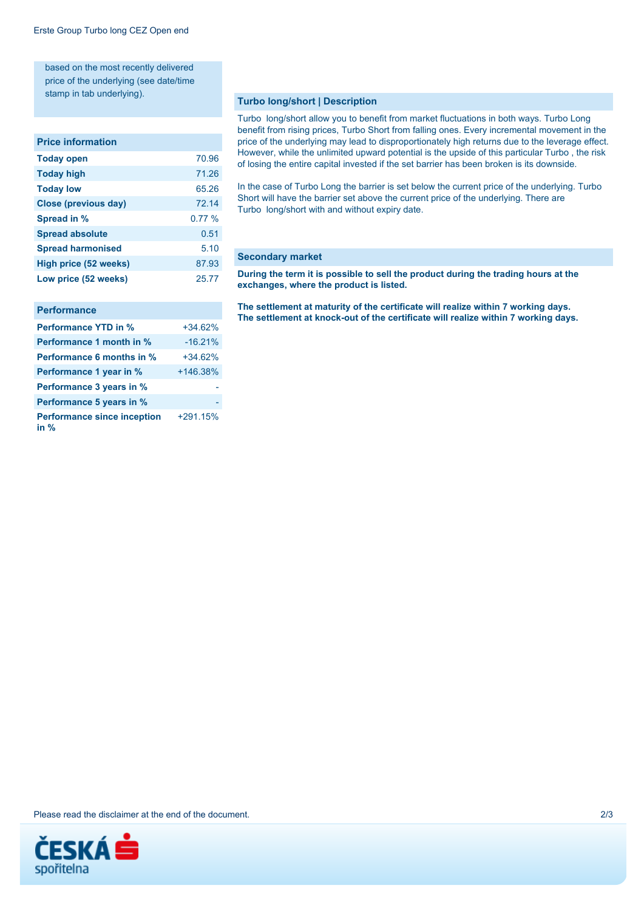based on the most recently delivered price of the underlying (see date/time stamp in tab underlying).

## Price information

| Price information | |
|---|---|
| **Today open** | 70.96 |
| **Today high** | 71.26 |
| **Today low** | 65.26 |
| **Close (previous day)** | 72.14 |
| **Spread in %** | 0.77 % |
| **Spread absolute** | 0.51 |
| **Spread harmonised** | 5.10 |
| **High price (52 weeks)** | 87.93 |
| **Low price (52 weeks)** | 25.77 |

## Performance

| Performance | |
|---|---|
| **Performance YTD in %** | +34.62% |
| **Performance 1 month in %** | -16.21% |
| **Performance 6 months in %** | +34.62% |
| **Performance 1 year in %** | +146.38% |
| **Performance 3 years in %** | - |
| **Performance 5 years in %** | - |
| **Performance since inception in %** | +291.15% |

## Turbo long/short | Description

Turbo long/short allow you to benefit from market fluctuations in both ways. Turbo Long benefit from rising prices, Turbo Short from falling ones. Every incremental movement in the price of the underlying may lead to disproportionately high returns due to the leverage effect. However, while the unlimited upward potential is the upside of this particular Turbo , the risk of losing the entire capital invested if the set barrier has been broken is its downside.

In the case of Turbo Long the barrier is set below the current price of the underlying. Turbo Short will have the barrier set above the current price of the underlying. There are Turbo long/short with and without expiry date.

## Secondary market

**During the term it is possible to sell the product during the trading hours at the exchanges, where the product is listed.**

**The settlement at maturity of the certificate will realize within 7 working days.**
**The settlement at knock-out of the certificate will realize within 7 working days.**

Please read the disclaimer at the end of the document.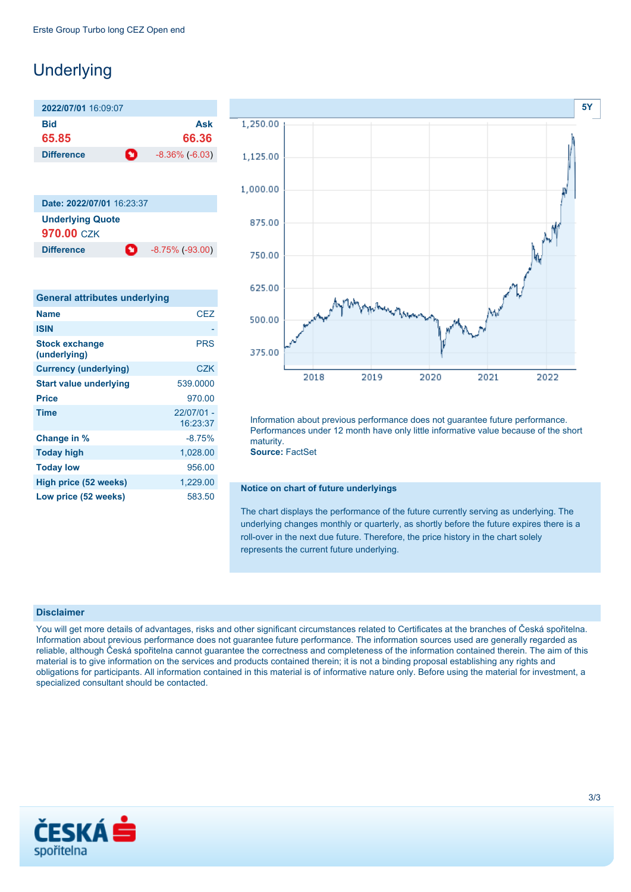# Underlying

| | |
|---|---|
| **2022/07/01** 16:09:07 | |
| **Bid** | **Ask** |
| 65.85 | 66.36 |
| **Difference** | -8.36% (-6.03) |

| | |
|---|---|
| **Date: 2022/07/01** 16:23:37 | |
| **Underlying Quote** | |
| 970.00 CZK | |
| **Difference** | -8.75% (-93.00) |

| General attributes underlying | |
|---|---|
| **Name** | CEZ |
| **ISIN** | - |
| **Stock exchange (underlying)** | PRS |
| **Currency (underlying)** | CZK |
| **Start value underlying** | 539.0000 |
| **Price** | 970.00 |
| **Time** | 22/07/01 - 16:23:37 |
| **Change in %** | -8.75% |
| **Today high** | 1,028.00 |
| **Today low** | 956.00 |
| **High price (52 weeks)** | 1,229.00 |
| **Low price (52 weeks)** | 583.50 |

5Y

1,250.00
1,125.00
1,000.00
875.00
750.00
625.00
500.00
375.00

2018
2019
2020
2021
2022

Information about previous performance does not guarantee future performance. Performances under 12 month have only little informative value because of the short maturity.
**Source:** FactSet

### Notice on chart of future underlyings

The chart displays the performance of the future currently serving as underlying. The underlying changes monthly or quarterly, as shortly before the future expires there is a roll-over in the next due future. Therefore, the price history in the chart solely represents the current future underlying.

### Disclaimer

You will get more details of advantages, risks and other significant circumstances related to Certificates at the branches of Česká spořitelna. Information about previous performance does not guarantee future performance. The information sources used are generally regarded as reliable, although Česká spořitelna cannot guarantee the correctness and completeness of the information contained therein. The aim of this material is to give information on the services and products contained therein; it is not a binding proposal establishing any rights and obligations for participants. All information contained in this material is of informative nature only. Before using the material for investment, a specialized consultant should be contacted.